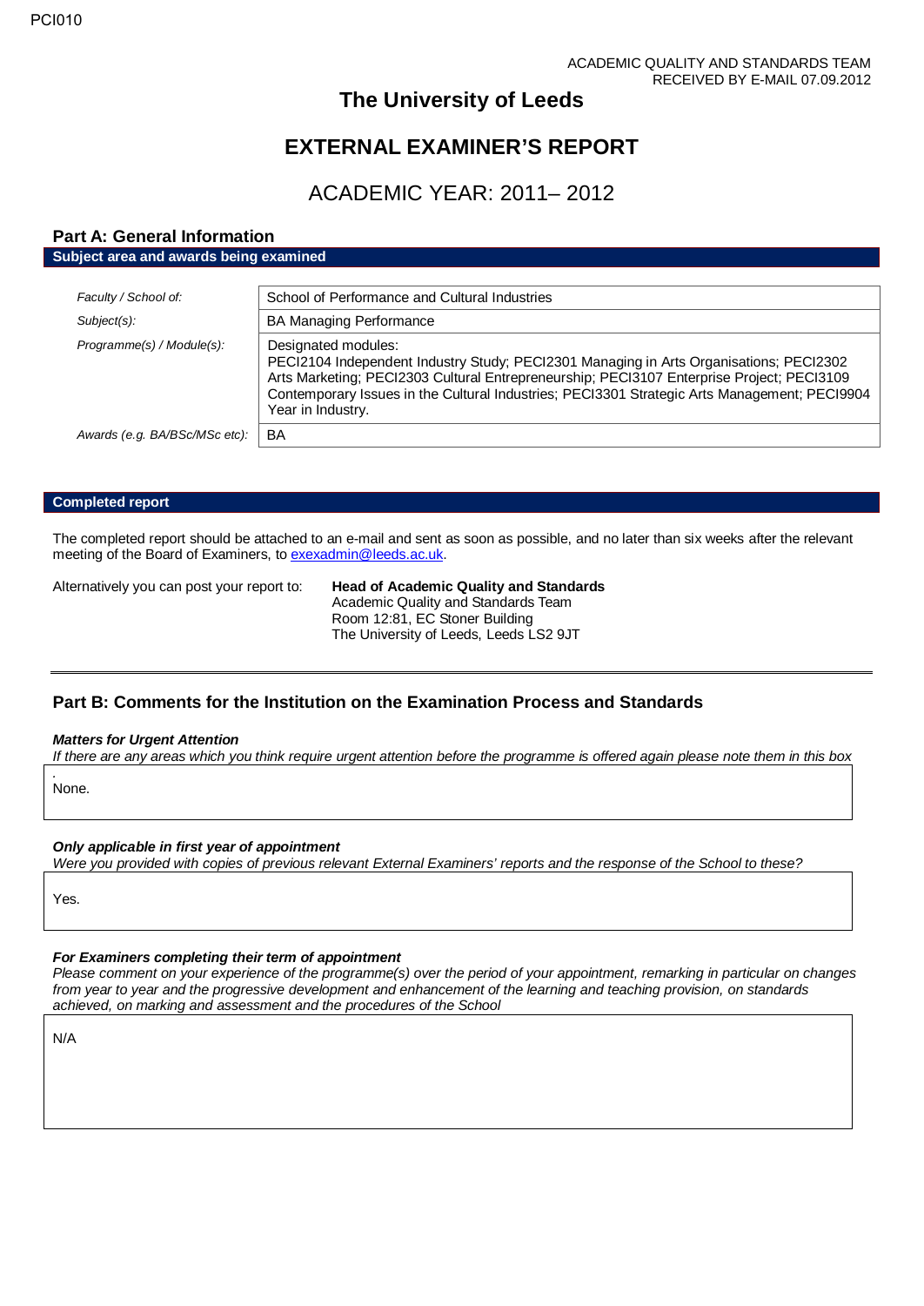PCI010

ACADEMIC QUALITY AND STANDARDS TEAM
RECEIVED BY E-MAIL 07.09.2012

# The University of Leeds

# EXTERNAL EXAMINER'S REPORT

## ACADEMIC YEAR: 2011– 2012

## Part A: General Information

**Subject area and awards being examined**

| | |
|---|---|
| *Faculty / School of:* | School of Performance and Cultural Industries |
| *Subject(s):* | BA Managing Performance |
| *Programme(s) / Module(s):* | Designated modules: PECI2104 Independent Industry Study; PECI2301 Managing in Arts Organisations; PECI2302 Arts Marketing; PECI2303 Cultural Entrepreneurship; PECI3107 Enterprise Project; PECI3109 Contemporary Issues in the Cultural Industries; PECI3301 Strategic Arts Management; PECI9904 Year in Industry. |
| *Awards (e.g. BA/BSc/MSc etc):* | BA |

**Completed report**

The completed report should be attached to an e-mail and sent as soon as possible, and no later than six weeks after the relevant meeting of the Board of Examiners, to exexadmin@leeds.ac.uk.

Alternatively you can post your report to:

**Head of Academic Quality and Standards**
Academic Quality and Standards Team
Room 12:81, EC Stoner Building
The University of Leeds, Leeds LS2 9JT

---

## Part B: Comments for the Institution on the Examination Process and Standards

***Matters for Urgent Attention***

*If there are any areas which you think require urgent attention before the programme is offered again please note them in this box*

.
None.

***Only applicable in first year of appointment***

*Were you provided with copies of previous relevant External Examiners' reports and the response of the School to these?*

Yes.

***For Examiners completing their term of appointment***

*Please comment on your experience of the programme(s) over the period of your appointment, remarking in particular on changes from year to year and the progressive development and enhancement of the learning and teaching provision, on standards achieved, on marking and assessment and the procedures of the School*

N/A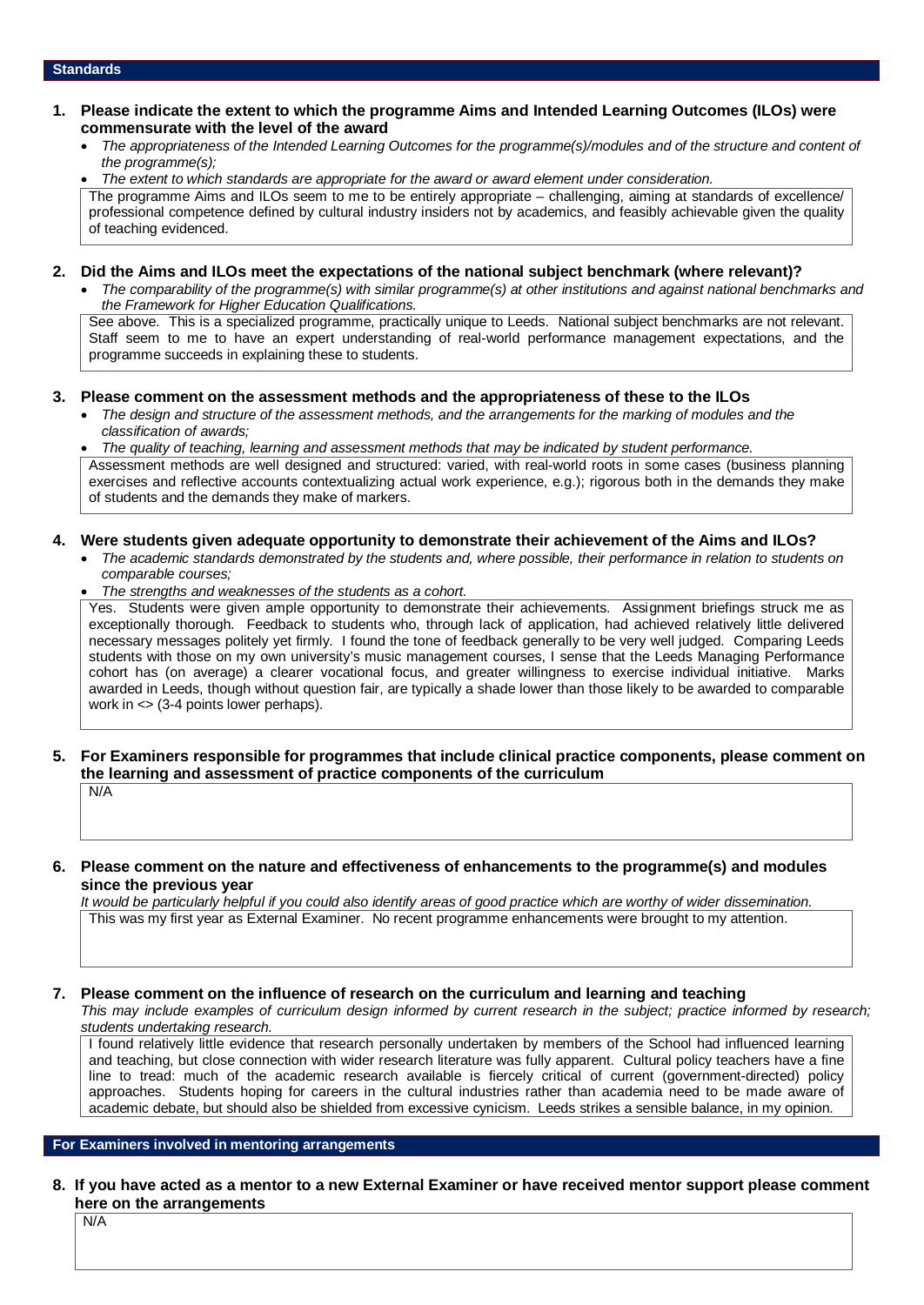## Standards

**1. Please indicate the extent to which the programme Aims and Intended Learning Outcomes (ILOs) were commensurate with the level of the award**

- *The appropriateness of the Intended Learning Outcomes for the programme(s)/modules and of the structure and content of the programme(s);*
- *The extent to which standards are appropriate for the award or award element under consideration.*

The programme Aims and ILOs seem to me to be entirely appropriate – challenging, aiming at standards of excellence/ professional competence defined by cultural industry insiders not by academics, and feasibly achievable given the quality of teaching evidenced.

**2. Did the Aims and ILOs meet the expectations of the national subject benchmark (where relevant)?**

- *The comparability of the programme(s) with similar programme(s) at other institutions and against national benchmarks and the Framework for Higher Education Qualifications.*

See above. This is a specialized programme, practically unique to Leeds. National subject benchmarks are not relevant. Staff seem to me to have an expert understanding of real-world performance management expectations, and the programme succeeds in explaining these to students.

**3. Please comment on the assessment methods and the appropriateness of these to the ILOs**

- *The design and structure of the assessment methods, and the arrangements for the marking of modules and the classification of awards;*
- *The quality of teaching, learning and assessment methods that may be indicated by student performance.*

Assessment methods are well designed and structured: varied, with real-world roots in some cases (business planning exercises and reflective accounts contextualizing actual work experience, e.g.); rigorous both in the demands they make of students and the demands they make of markers.

**4. Were students given adequate opportunity to demonstrate their achievement of the Aims and ILOs?**

- *The academic standards demonstrated by the students and, where possible, their performance in relation to students on comparable courses;*
- *The strengths and weaknesses of the students as a cohort.*

Yes. Students were given ample opportunity to demonstrate their achievements. Assignment briefings struck me as exceptionally thorough. Feedback to students who, through lack of application, had achieved relatively little delivered necessary messages politely yet firmly. I found the tone of feedback generally to be very well judged. Comparing Leeds students with those on my own university's music management courses, I sense that the Leeds Managing Performance cohort has (on average) a clearer vocational focus, and greater willingness to exercise individual initiative. Marks awarded in Leeds, though without question fair, are typically a shade lower than those likely to be awarded to comparable work in <> (3-4 points lower perhaps).

**5. For Examiners responsible for programmes that include clinical practice components, please comment on the learning and assessment of practice components of the curriculum**

N/A

**6. Please comment on the nature and effectiveness of enhancements to the programme(s) and modules since the previous year**

*It would be particularly helpful if you could also identify areas of good practice which are worthy of wider dissemination.*

This was my first year as External Examiner. No recent programme enhancements were brought to my attention.

**7. Please comment on the influence of research on the curriculum and learning and teaching**

*This may include examples of curriculum design informed by current research in the subject; practice informed by research; students undertaking research.*

I found relatively little evidence that research personally undertaken by members of the School had influenced learning and teaching, but close connection with wider research literature was fully apparent. Cultural policy teachers have a fine line to tread: much of the academic research available is fiercely critical of current (government-directed) policy approaches. Students hoping for careers in the cultural industries rather than academia need to be made aware of academic debate, but should also be shielded from excessive cynicism. Leeds strikes a sensible balance, in my opinion.

## For Examiners involved in mentoring arrangements

**8. If you have acted as a mentor to a new External Examiner or have received mentor support please comment here on the arrangements**

N/A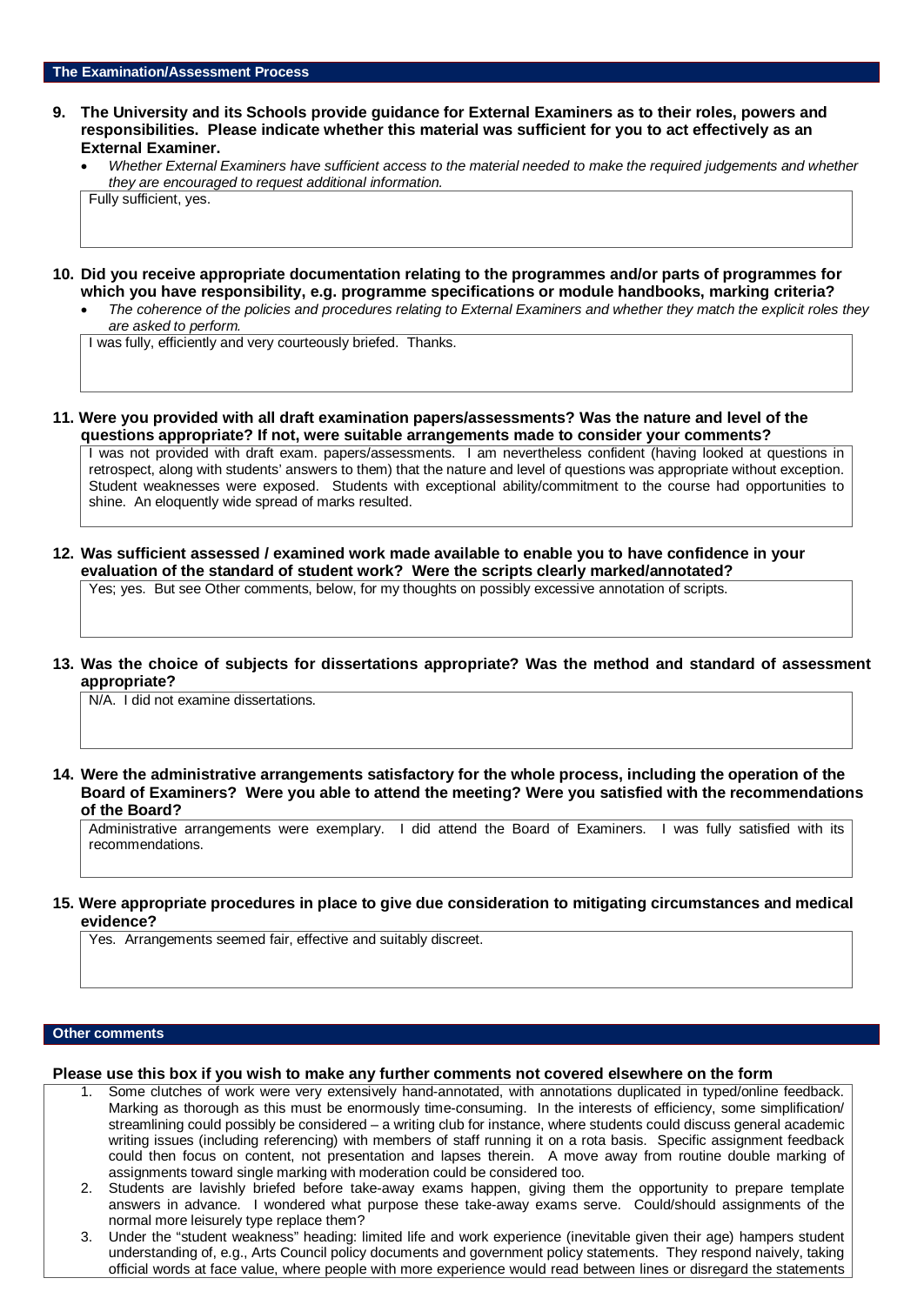## The Examination/Assessment Process

**9. The University and its Schools provide guidance for External Examiners as to their roles, powers and responsibilities. Please indicate whether this material was sufficient for you to act effectively as an External Examiner.**

- *Whether External Examiners have sufficient access to the material needed to make the required judgements and whether they are encouraged to request additional information.*

Fully sufficient, yes.

**10. Did you receive appropriate documentation relating to the programmes and/or parts of programmes for which you have responsibility, e.g. programme specifications or module handbooks, marking criteria?**

- *The coherence of the policies and procedures relating to External Examiners and whether they match the explicit roles they are asked to perform.*

I was fully, efficiently and very courteously briefed. Thanks.

**11. Were you provided with all draft examination papers/assessments? Was the nature and level of the questions appropriate? If not, were suitable arrangements made to consider your comments?**

I was not provided with draft exam. papers/assessments. I am nevertheless confident (having looked at questions in retrospect, along with students' answers to them) that the nature and level of questions was appropriate without exception. Student weaknesses were exposed. Students with exceptional ability/commitment to the course had opportunities to shine. An eloquently wide spread of marks resulted.

**12. Was sufficient assessed / examined work made available to enable you to have confidence in your evaluation of the standard of student work? Were the scripts clearly marked/annotated?**

Yes; yes. But see Other comments, below, for my thoughts on possibly excessive annotation of scripts.

**13. Was the choice of subjects for dissertations appropriate? Was the method and standard of assessment appropriate?**

N/A. I did not examine dissertations.

**14. Were the administrative arrangements satisfactory for the whole process, including the operation of the Board of Examiners? Were you able to attend the meeting? Were you satisfied with the recommendations of the Board?**

Administrative arrangements were exemplary. I did attend the Board of Examiners. I was fully satisfied with its recommendations.

**15. Were appropriate procedures in place to give due consideration to mitigating circumstances and medical evidence?**

Yes. Arrangements seemed fair, effective and suitably discreet.

## Other comments

**Please use this box if you wish to make any further comments not covered elsewhere on the form**

1. Some clutches of work were very extensively hand-annotated, with annotations duplicated in typed/online feedback. Marking as thorough as this must be enormously time-consuming. In the interests of efficiency, some simplification/ streamlining could possibly be considered – a writing club for instance, where students could discuss general academic writing issues (including referencing) with members of staff running it on a rota basis. Specific assignment feedback could then focus on content, not presentation and lapses therein. A move away from routine double marking of assignments toward single marking with moderation could be considered too.
2. Students are lavishly briefed before take-away exams happen, giving them the opportunity to prepare template answers in advance. I wondered what purpose these take-away exams serve. Could/should assignments of the normal more leisurely type replace them?
3. Under the "student weakness" heading: limited life and work experience (inevitable given their age) hampers student understanding of, e.g., Arts Council policy documents and government policy statements. They respond naively, taking official words at face value, where people with more experience would read between lines or disregard the statements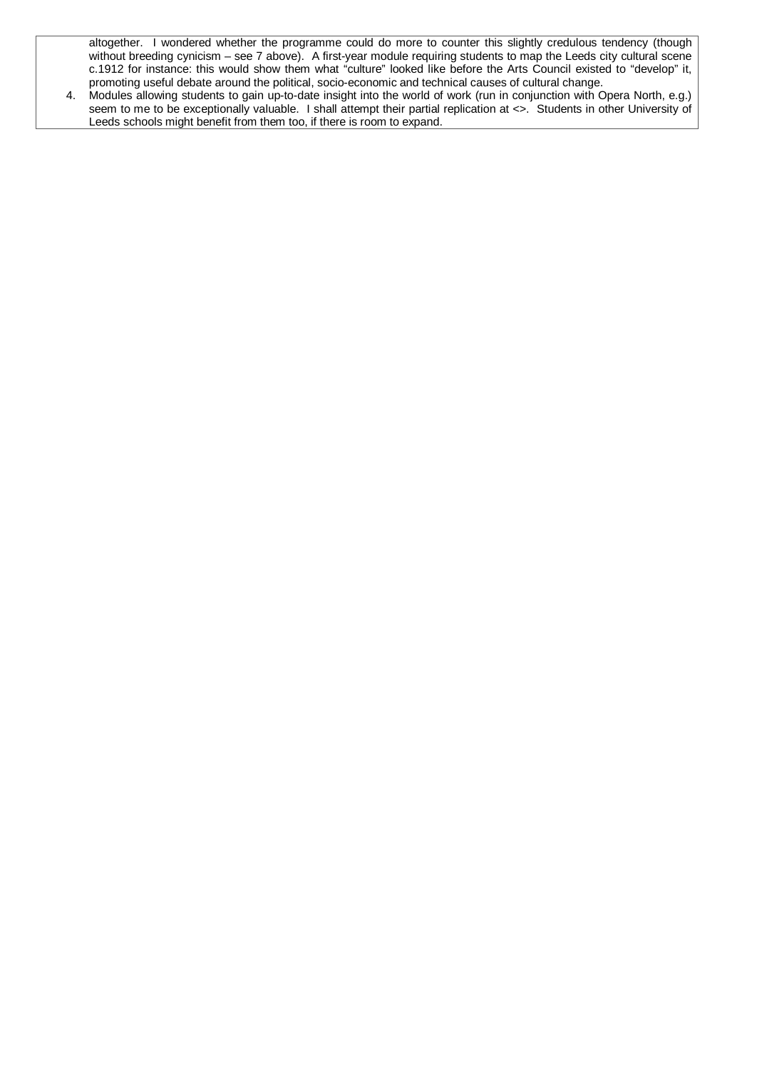altogether. I wondered whether the programme could do more to counter this slightly credulous tendency (though without breeding cynicism – see 7 above). A first-year module requiring students to map the Leeds city cultural scene c.1912 for instance: this would show them what "culture" looked like before the Arts Council existed to "develop" it, promoting useful debate around the political, socio-economic and technical causes of cultural change.

4. Modules allowing students to gain up-to-date insight into the world of work (run in conjunction with Opera North, e.g.) seem to me to be exceptionally valuable. I shall attempt their partial replication at <>. Students in other University of Leeds schools might benefit from them too, if there is room to expand.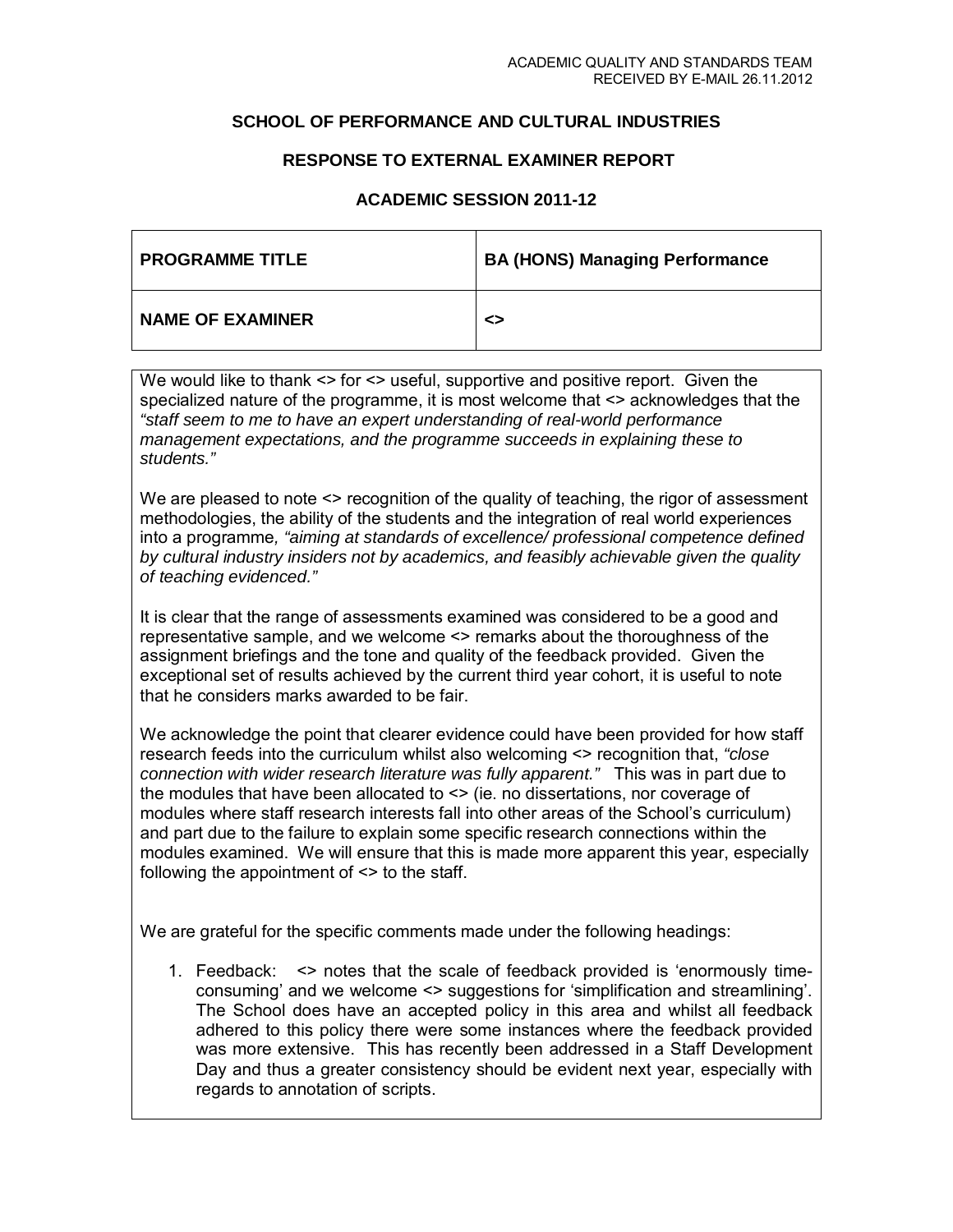ACADEMIC QUALITY AND STANDARDS TEAM
RECEIVED BY E-MAIL 26.11.2012

**SCHOOL OF PERFORMANCE AND CULTURAL INDUSTRIES**

**RESPONSE TO EXTERNAL EXAMINER REPORT**

**ACADEMIC SESSION 2011-12**

| **PROGRAMME TITLE** | **BA (HONS) Managing Performance** |
|---|---|
| **NAME OF EXAMINER** | **<>** |

We would like to thank <> for <> useful, supportive and positive report. Given the specialized nature of the programme, it is most welcome that <> acknowledges that the *"staff seem to me to have an expert understanding of real-world performance management expectations, and the programme succeeds in explaining these to students."*

We are pleased to note <> recognition of the quality of teaching, the rigor of assessment methodologies, the ability of the students and the integration of real world experiences into a programme*, "aiming at standards of excellence/ professional competence defined by cultural industry insiders not by academics, and feasibly achievable given the quality of teaching evidenced."*

It is clear that the range of assessments examined was considered to be a good and representative sample, and we welcome <> remarks about the thoroughness of the assignment briefings and the tone and quality of the feedback provided. Given the exceptional set of results achieved by the current third year cohort, it is useful to note that he considers marks awarded to be fair.

We acknowledge the point that clearer evidence could have been provided for how staff research feeds into the curriculum whilst also welcoming <> recognition that, *"close connection with wider research literature was fully apparent."* This was in part due to the modules that have been allocated to <> (ie. no dissertations, nor coverage of modules where staff research interests fall into other areas of the School's curriculum) and part due to the failure to explain some specific research connections within the modules examined. We will ensure that this is made more apparent this year, especially following the appointment of <> to the staff.

We are grateful for the specific comments made under the following headings:

1. Feedback: <> notes that the scale of feedback provided is 'enormously time-consuming' and we welcome <> suggestions for 'simplification and streamlining'. The School does have an accepted policy in this area and whilst all feedback adhered to this policy there were some instances where the feedback provided was more extensive. This has recently been addressed in a Staff Development Day and thus a greater consistency should be evident next year, especially with regards to annotation of scripts.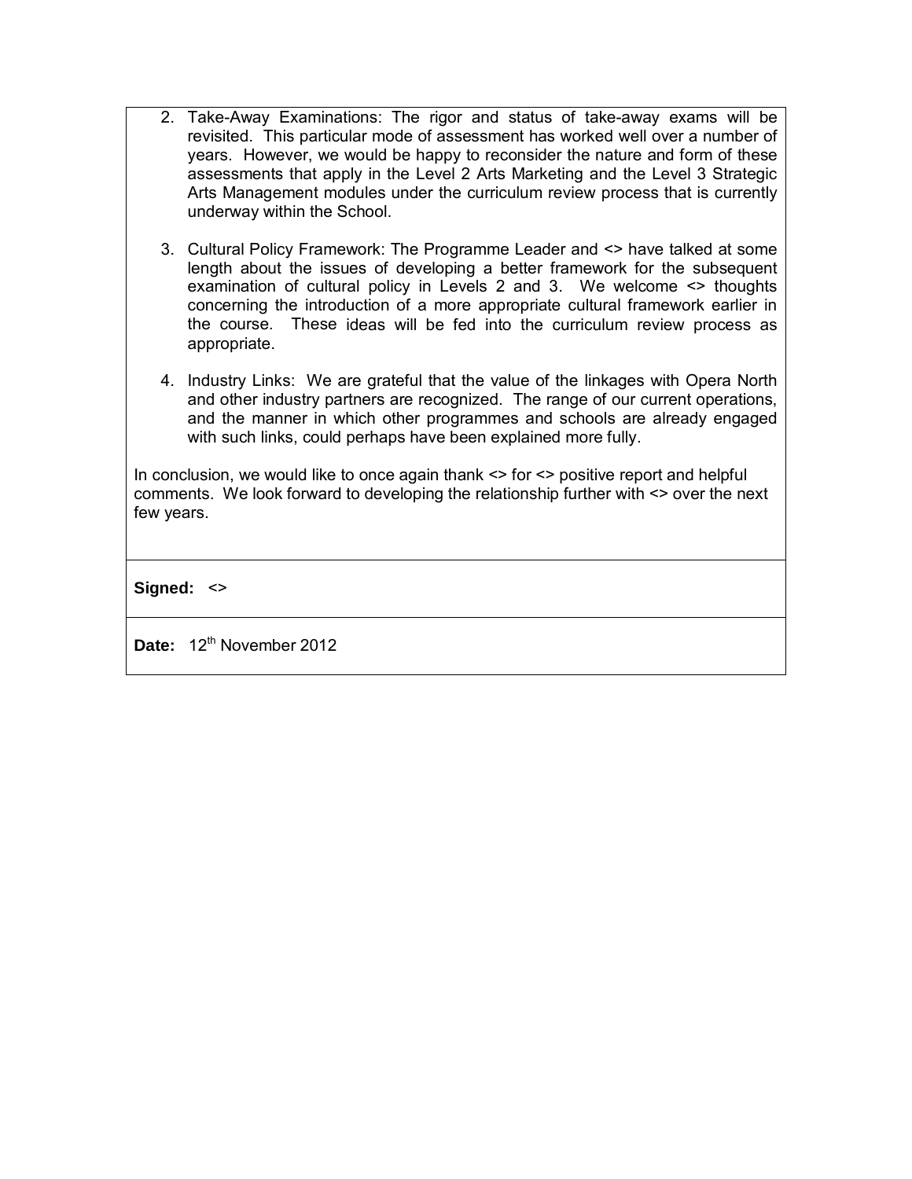2. Take-Away Examinations: The rigor and status of take-away exams will be revisited. This particular mode of assessment has worked well over a number of years. However, we would be happy to reconsider the nature and form of these assessments that apply in the Level 2 Arts Marketing and the Level 3 Strategic Arts Management modules under the curriculum review process that is currently underway within the School.

3. Cultural Policy Framework: The Programme Leader and <> have talked at some length about the issues of developing a better framework for the subsequent examination of cultural policy in Levels 2 and 3. We welcome <> thoughts concerning the introduction of a more appropriate cultural framework earlier in the course. These ideas will be fed into the curriculum review process as appropriate.

4. Industry Links: We are grateful that the value of the linkages with Opera North and other industry partners are recognized. The range of our current operations, and the manner in which other programmes and schools are already engaged with such links, could perhaps have been explained more fully.

In conclusion, we would like to once again thank <> for <> positive report and helpful comments. We look forward to developing the relationship further with <> over the next few years.

**Signed:** <>

**Date:** 12th November 2012